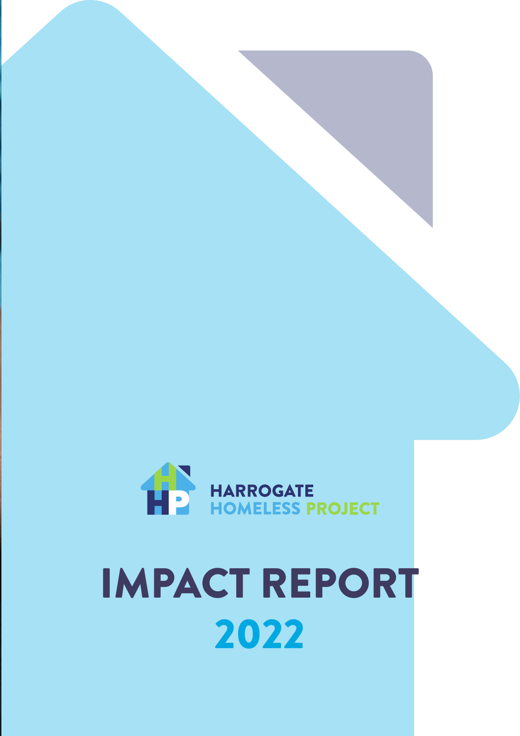HARROGATE HOMELESS PROJECT

# IMPACT REPORT 2022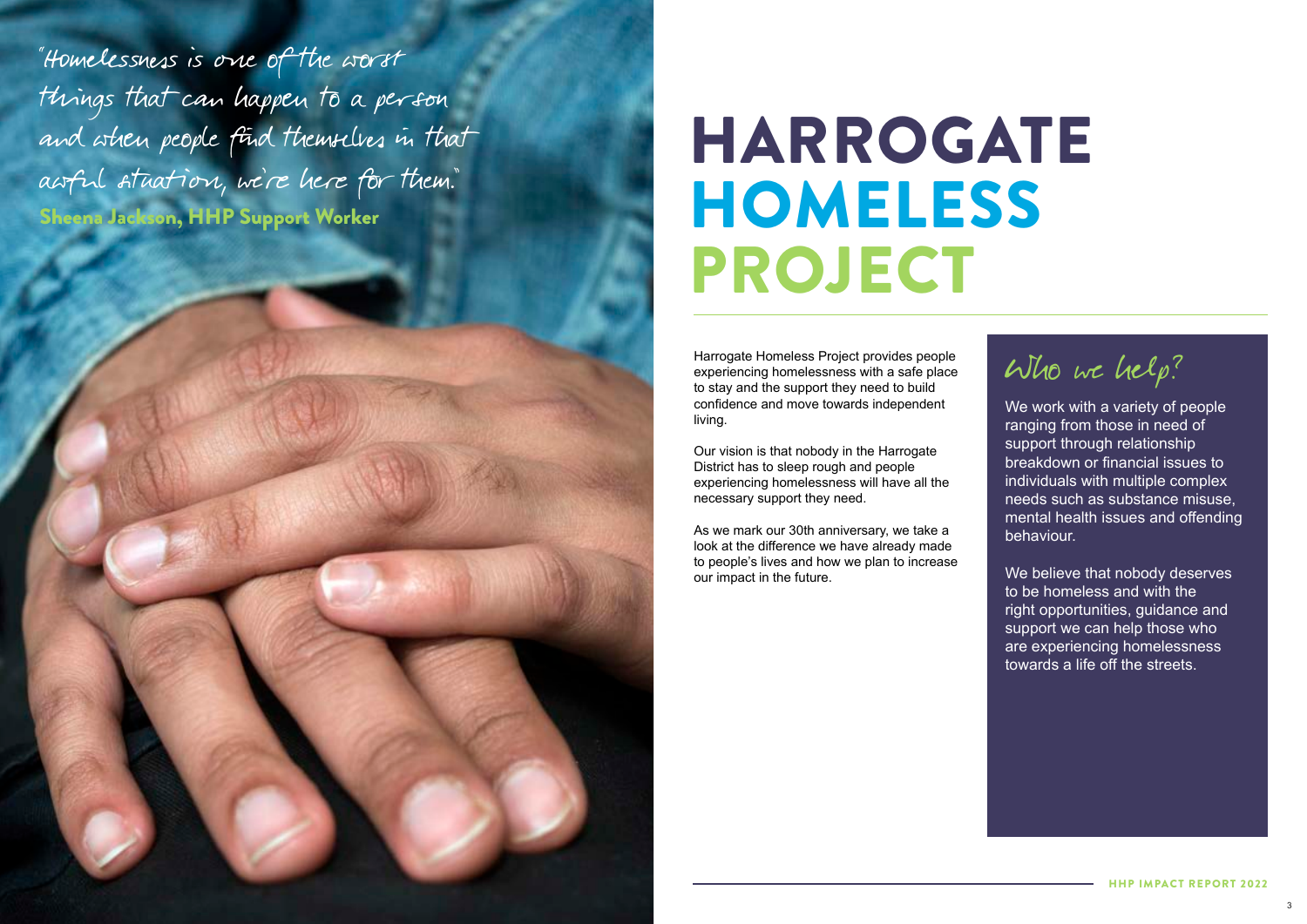"Homelessness is one of the worst things that can happen to a person and when people find themselves in that awful situation, we're here for them."
**Sheena Jackson, HHP Support Worker**

# HARROGATE HOMELESS PROJECT

Harrogate Homeless Project provides people experiencing homelessness with a safe place to stay and the support they need to build confidence and move towards independent living.

Our vision is that nobody in the Harrogate District has to sleep rough and people experiencing homelessness will have all the necessary support they need.

As we mark our 30th anniversary, we take a look at the difference we have already made to people's lives and how we plan to increase our impact in the future.

## Who we help?

We work with a variety of people ranging from those in need of support through relationship breakdown or financial issues to individuals with multiple complex needs such as substance misuse, mental health issues and offending behaviour.

We believe that nobody deserves to be homeless and with the right opportunities, guidance and support we can help those who are experiencing homelessness towards a life off the streets.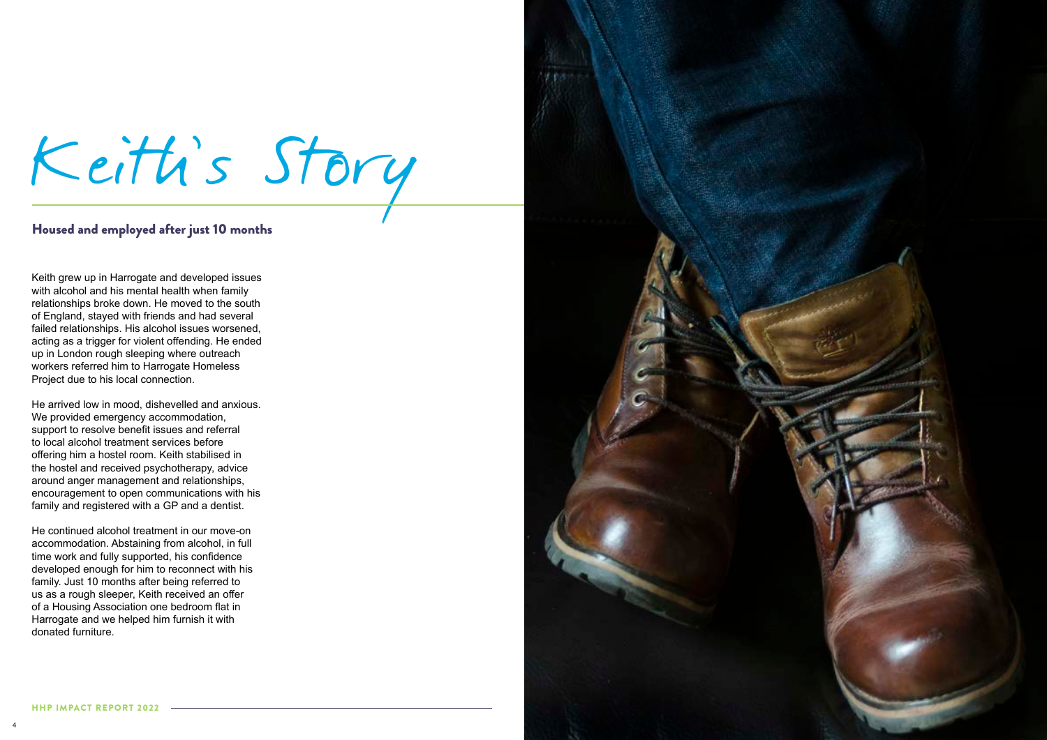# Keith's Story

## Housed and employed after just 10 months

Keith grew up in Harrogate and developed issues with alcohol and his mental health when family relationships broke down. He moved to the south of England, stayed with friends and had several failed relationships. His alcohol issues worsened, acting as a trigger for violent offending. He ended up in London rough sleeping where outreach workers referred him to Harrogate Homeless Project due to his local connection.

He arrived low in mood, dishevelled and anxious. We provided emergency accommodation, support to resolve benefit issues and referral to local alcohol treatment services before offering him a hostel room. Keith stabilised in the hostel and received psychotherapy, advice around anger management and relationships, encouragement to open communications with his family and registered with a GP and a dentist.

He continued alcohol treatment in our move-on accommodation. Abstaining from alcohol, in full time work and fully supported, his confidence developed enough for him to reconnect with his family. Just 10 months after being referred to us as a rough sleeper, Keith received an offer of a Housing Association one bedroom flat in Harrogate and we helped him furnish it with donated furniture.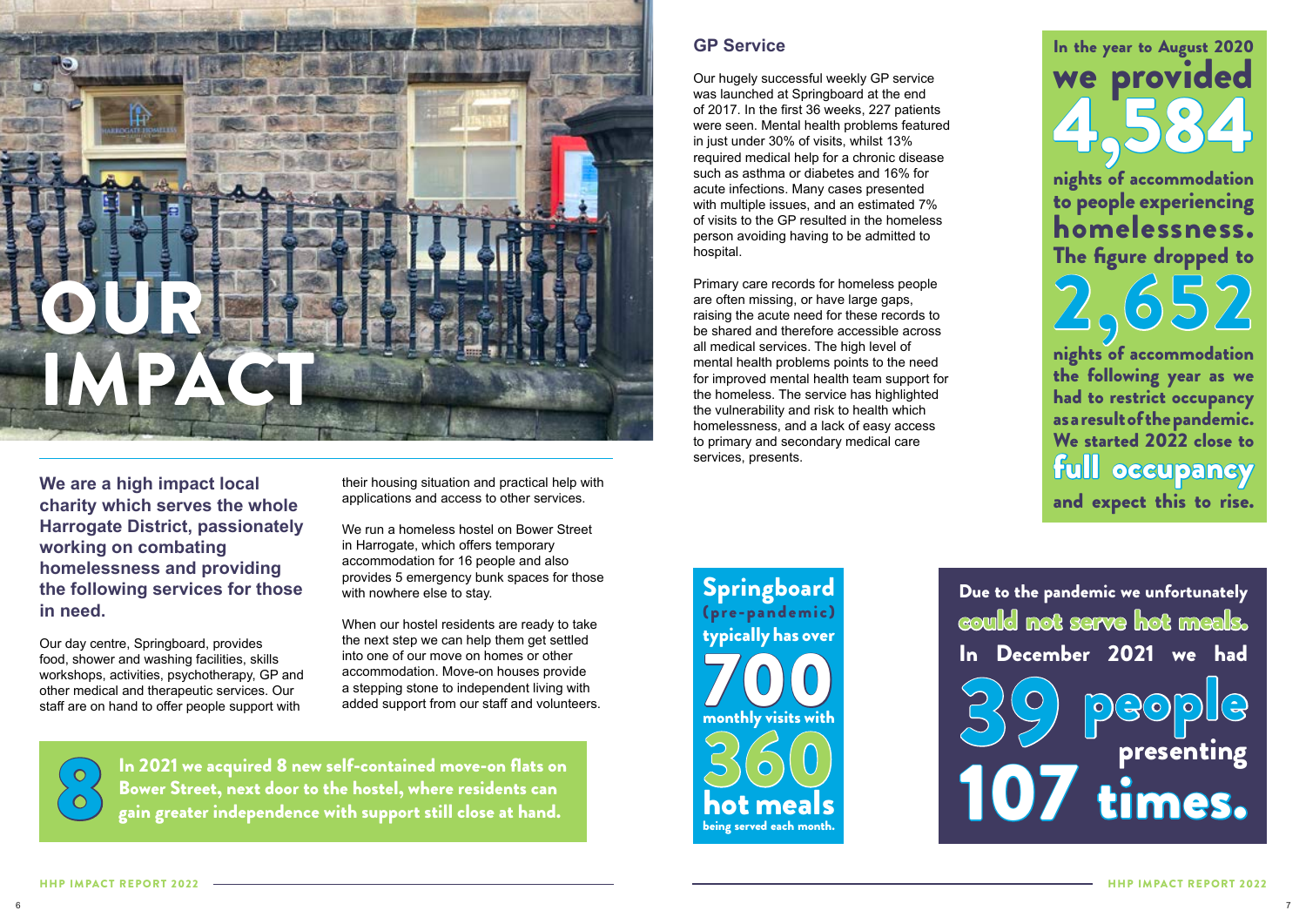# OUR IMPACT

**We are a high impact local charity which serves the whole Harrogate District, passionately working on combating homelessness and providing the following services for those in need.**

Our day centre, Springboard, provides food, shower and washing facilities, skills workshops, activities, psychotherapy, GP and other medical and therapeutic services. Our staff are on hand to offer people support with their housing situation and practical help with applications and access to other services.

We run a homeless hostel on Bower Street in Harrogate, which offers temporary accommodation for 16 people and also provides 5 emergency bunk spaces for those with nowhere else to stay.

When our hostel residents are ready to take the next step we can help them get settled into one of our move on homes or other accommodation. Move-on houses provide a stepping stone to independent living with added support from our staff and volunteers.

**8** — In 2021 we acquired 8 new self-contained move-on flats on Bower Street, next door to the hostel, where residents can gain greater independence with support still close at hand.

## GP Service

Our hugely successful weekly GP service was launched at Springboard at the end of 2017. In the first 36 weeks, 227 patients were seen. Mental health problems featured in just under 30% of visits, whilst 13% required medical help for a chronic disease such as asthma or diabetes and 16% for acute infections. Many cases presented with multiple issues, and an estimated 7% of visits to the GP resulted in the homeless person avoiding having to be admitted to hospital.

Primary care records for homeless people are often missing, or have large gaps, raising the acute need for these records to be shared and therefore accessible across all medical services. The high level of mental health problems points to the need for improved mental health team support for the homeless. The service has highlighted the vulnerability and risk to health which homelessness, and a lack of easy access to primary and secondary medical care services, presents.

In the year to August 2020 we provided **4,584** nights of accommodation to people experiencing homelessness. The figure dropped to **2,652** nights of accommodation the following year as we had to restrict occupancy as a result of the pandemic. We started 2022 close to **full occupancy** and expect this to rise.

Springboard (pre-pandemic) typically has over **700** monthly visits with **360** hot meals being served each month.

Due to the pandemic we unfortunately **could not serve hot meals.** In December 2021 we had **39 people** presenting **107 times.**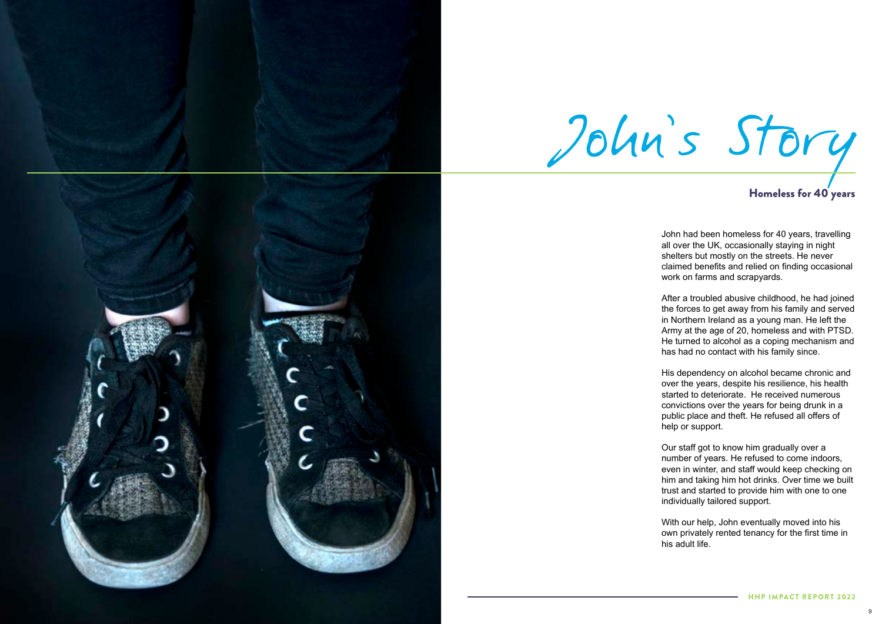# John's Story

## Homeless for 40 years

John had been homeless for 40 years, travelling all over the UK, occasionally staying in night shelters but mostly on the streets. He never claimed benefits and relied on finding occasional work on farms and scrapyards.

After a troubled abusive childhood, he had joined the forces to get away from his family and served in Northern Ireland as a young man. He left the Army at the age of 20, homeless and with PTSD. He turned to alcohol as a coping mechanism and has had no contact with his family since.

His dependency on alcohol became chronic and over the years, despite his resilience, his health started to deteriorate. He received numerous convictions over the years for being drunk in a public place and theft. He refused all offers of help or support.

Our staff got to know him gradually over a number of years. He refused to come indoors, even in winter, and staff would keep checking on him and taking him hot drinks. Over time we built trust and started to provide him with one to one individually tailored support.

With our help, John eventually moved into his own privately rented tenancy for the first time in his adult life.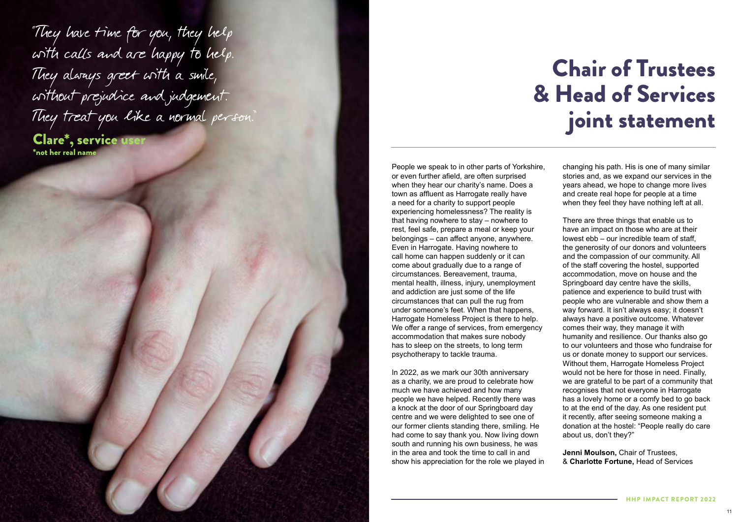"They have time for you, they help with calls and are happy to help. They always greet with a smile, without prejudice and judgement. They treat you like a normal person."

**Clare*, service user**
*not her real name

# Chair of Trustees & Head of Services joint statement

People we speak to in other parts of Yorkshire, or even further afield, are often surprised when they hear our charity's name. Does a town as affluent as Harrogate really have a need for a charity to support people experiencing homelessness? The reality is that having nowhere to stay – nowhere to rest, feel safe, prepare a meal or keep your belongings – can affect anyone, anywhere. Even in Harrogate. Having nowhere to call home can happen suddenly or it can come about gradually due to a range of circumstances. Bereavement, trauma, mental health, illness, injury, unemployment and addiction are just some of the life circumstances that can pull the rug from under someone's feet. When that happens, Harrogate Homeless Project is there to help. We offer a range of services, from emergency accommodation that makes sure nobody has to sleep on the streets, to long term psychotherapy to tackle trauma.

In 2022, as we mark our 30th anniversary as a charity, we are proud to celebrate how much we have achieved and how many people we have helped. Recently there was a knock at the door of our Springboard day centre and we were delighted to see one of our former clients standing there, smiling. He had come to say thank you. Now living down south and running his own business, he was in the area and took the time to call in and show his appreciation for the role we played in changing his path. His is one of many similar stories and, as we expand our services in the years ahead, we hope to change more lives and create real hope for people at a time when they feel they have nothing left at all.

There are three things that enable us to have an impact on those who are at their lowest ebb – our incredible team of staff, the generosity of our donors and volunteers and the compassion of our community. All of the staff covering the hostel, supported accommodation, move on house and the Springboard day centre have the skills, patience and experience to build trust with people who are vulnerable and show them a way forward. It isn't always easy; it doesn't always have a positive outcome. Whatever comes their way, they manage it with humanity and resilience. Our thanks also go to our volunteers and those who fundraise for us or donate money to support our services. Without them, Harrogate Homeless Project would not be here for those in need. Finally, we are grateful to be part of a community that recognises that not everyone in Harrogate has a lovely home or a comfy bed to go back to at the end of the day. As one resident put it recently, after seeing someone making a donation at the hostel: "People really do care about us, don't they?"

**Jenni Moulson,** Chair of Trustees,
& **Charlotte Fortune,** Head of Services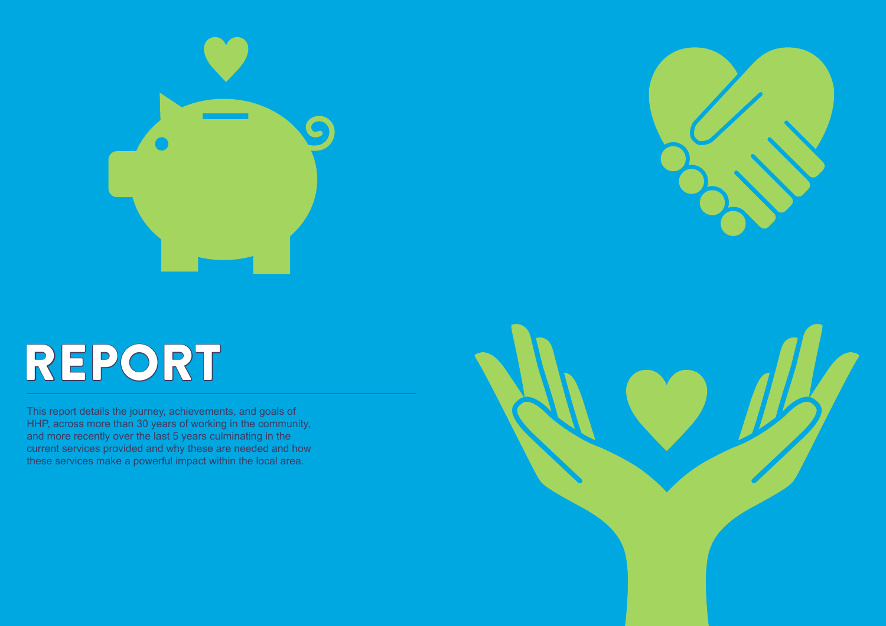# REPORT

This report details the journey, achievements, and goals of HHP, across more than 30 years of working in the community, and more recently over the last 5 years culminating in the current services provided and why these are needed and how these services make a powerful impact within the local area.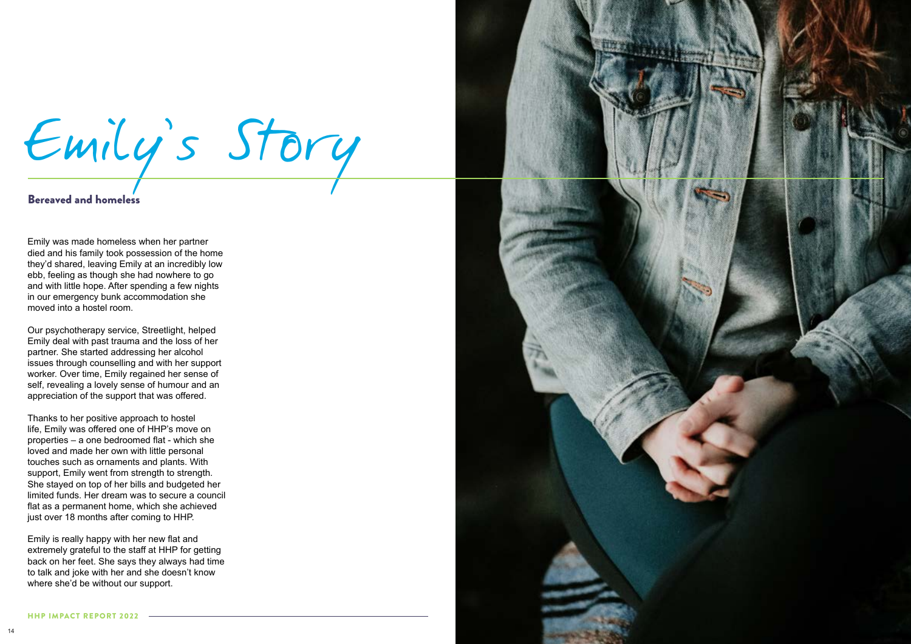# Emily's Story

## Bereaved and homeless

Emily was made homeless when her partner died and his family took possession of the home they'd shared, leaving Emily at an incredibly low ebb, feeling as though she had nowhere to go and with little hope. After spending a few nights in our emergency bunk accommodation she moved into a hostel room.

Our psychotherapy service, Streetlight, helped Emily deal with past trauma and the loss of her partner. She started addressing her alcohol issues through counselling and with her support worker. Over time, Emily regained her sense of self, revealing a lovely sense of humour and an appreciation of the support that was offered.

Thanks to her positive approach to hostel life, Emily was offered one of HHP's move on properties – a one bedroomed flat - which she loved and made her own with little personal touches such as ornaments and plants. With support, Emily went from strength to strength. She stayed on top of her bills and budgeted her limited funds. Her dream was to secure a council flat as a permanent home, which she achieved just over 18 months after coming to HHP.

Emily is really happy with her new flat and extremely grateful to the staff at HHP for getting back on her feet. She says they always had time to talk and joke with her and she doesn't know where she'd be without our support.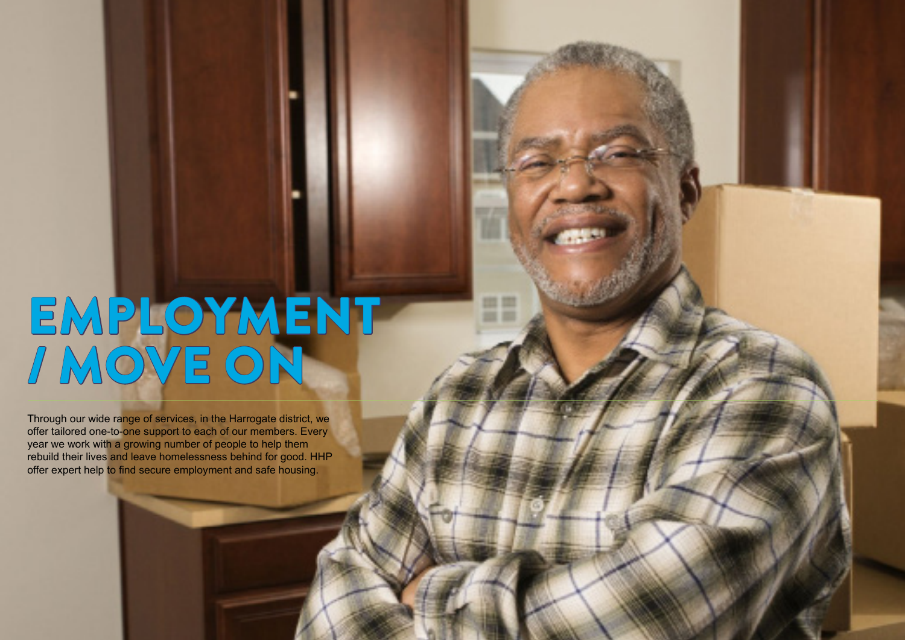# EMPLOYMENT / MOVE ON

Through our wide range of services, in the Harrogate district, we offer tailored one-to-one support to each of our members. Every year we work with a growing number of people to help them rebuild their lives and leave homelessness behind for good. HHP offer expert help to find secure employment and safe housing.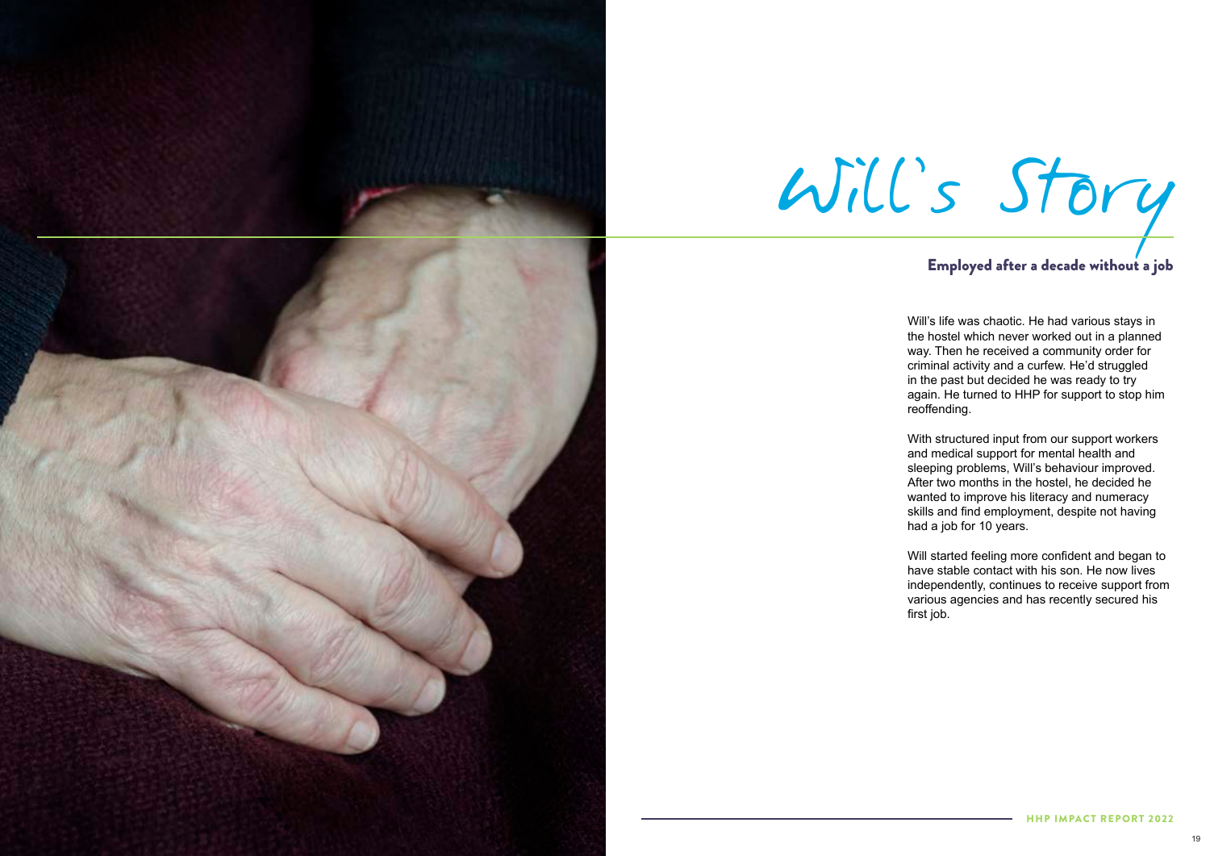# Will's Story

## Employed after a decade without a job

Will's life was chaotic. He had various stays in the hostel which never worked out in a planned way. Then he received a community order for criminal activity and a curfew. He'd struggled in the past but decided he was ready to try again. He turned to HHP for support to stop him reoffending.

With structured input from our support workers and medical support for mental health and sleeping problems, Will's behaviour improved. After two months in the hostel, he decided he wanted to improve his literacy and numeracy skills and find employment, despite not having had a job for 10 years.

Will started feeling more confident and began to have stable contact with his son. He now lives independently, continues to receive support from various agencies and has recently secured his first job.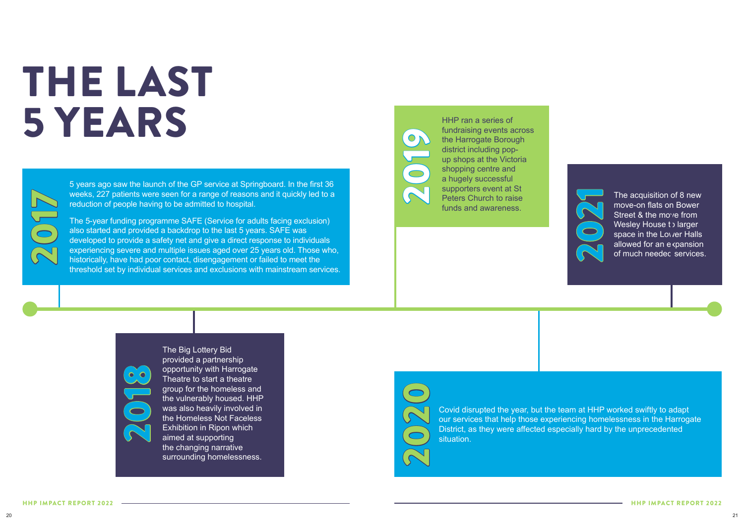# THE LAST 5 YEARS

## 2017

5 years ago saw the launch of the GP service at Springboard. In the first 36 weeks, 227 patients were seen for a range of reasons and it quickly led to a reduction of people having to be admitted to hospital.

The 5-year funding programme SAFE (Service for adults facing exclusion) also started and provided a backdrop to the last 5 years. SAFE was developed to provide a safety net and give a direct response to individuals experiencing severe and multiple issues aged over 25 years old. Those who, historically, have had poor contact, disengagement or failed to meet the threshold set by individual services and exclusions with mainstream services.

## 2018

The Big Lottery Bid provided a partnership opportunity with Harrogate Theatre to start a theatre group for the homeless and the vulnerably housed. HHP was also heavily involved in the Homeless Not Faceless Exhibition in Ripon which aimed at supporting the changing narrative surrounding homelessness.

## 2019

HHP ran a series of fundraising events across the Harrogate Borough district including pop-up shops at the Victoria shopping centre and a hugely successful supporters event at St Peters Church to raise funds and awareness.

## 2020

Covid disrupted the year, but the team at HHP worked swiftly to adapt our services that help those experiencing homelessness in the Harrogate District, as they were affected especially hard by the unprecedented situation.

## 2021

The acquisition of 8 new move-on flats on Bower Street & the move from Wesley House to larger space in the Lower Halls allowed for an expansion of much needed services.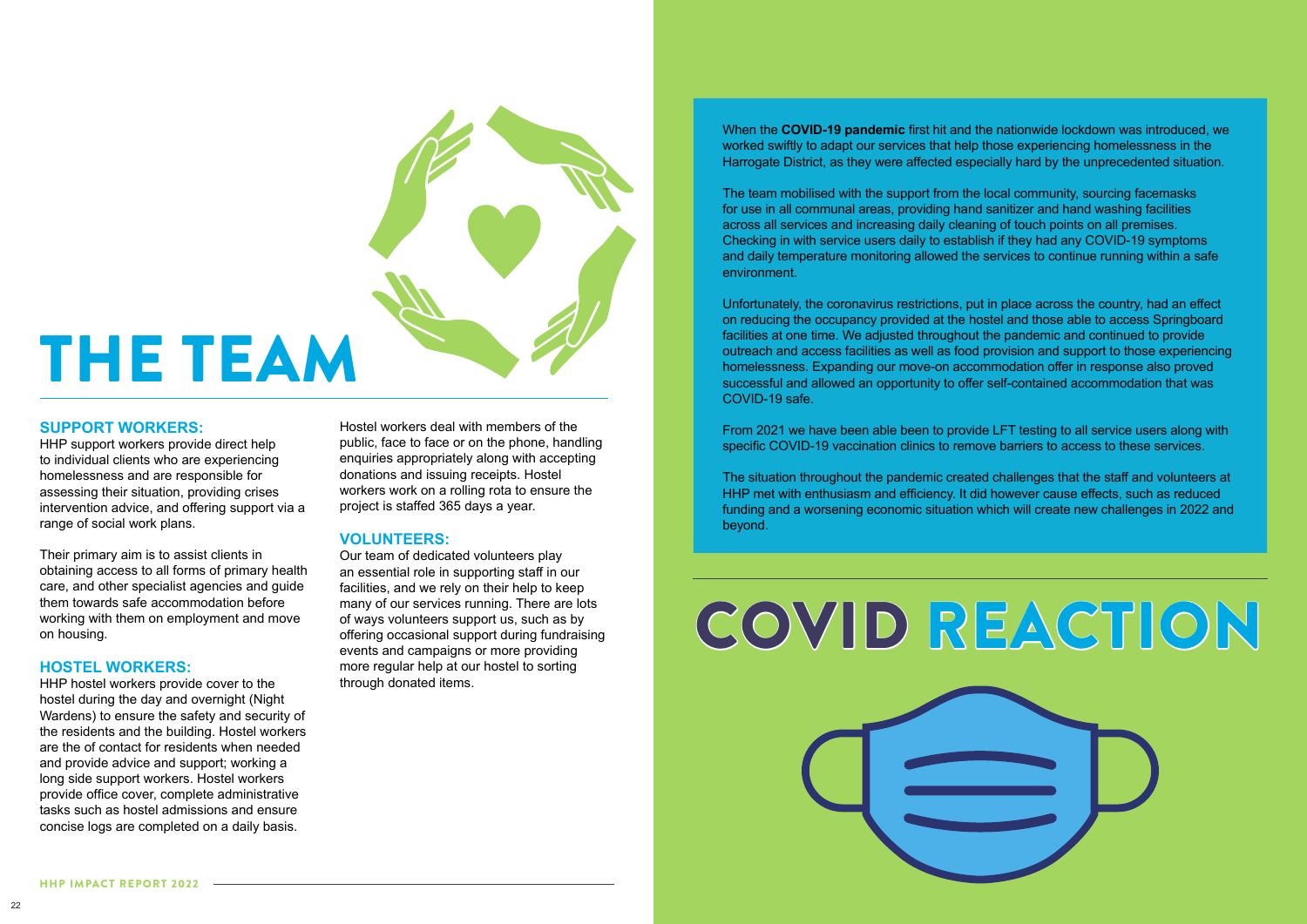# THE TEAM

## SUPPORT WORKERS:

HHP support workers provide direct help to individual clients who are experiencing homelessness and are responsible for assessing their situation, providing crises intervention advice, and offering support via a range of social work plans.

Their primary aim is to assist clients in obtaining access to all forms of primary health care, and other specialist agencies and guide them towards safe accommodation before working with them on employment and move on housing.

## HOSTEL WORKERS:

HHP hostel workers provide cover to the hostel during the day and overnight (Night Wardens) to ensure the safety and security of the residents and the building. Hostel workers are the of contact for residents when needed and provide advice and support; working a long side support workers. Hostel workers provide office cover, complete administrative tasks such as hostel admissions and ensure concise logs are completed on a daily basis.

Hostel workers deal with members of the public, face to face or on the phone, handling enquiries appropriately along with accepting donations and issuing receipts. Hostel workers work on a rolling rota to ensure the project is staffed 365 days a year.

## VOLUNTEERS:

Our team of dedicated volunteers play an essential role in supporting staff in our facilities, and we rely on their help to keep many of our services running. There are lots of ways volunteers support us, such as by offering occasional support during fundraising events and campaigns or more providing more regular help at our hostel to sorting through donated items.

# COVID REACTION

When the **COVID-19 pandemic** first hit and the nationwide lockdown was introduced, we worked swiftly to adapt our services that help those experiencing homelessness in the Harrogate District, as they were affected especially hard by the unprecedented situation.

The team mobilised with the support from the local community, sourcing facemasks for use in all communal areas, providing hand sanitizer and hand washing facilities across all services and increasing daily cleaning of touch points on all premises. Checking in with service users daily to establish if they had any COVID-19 symptoms and daily temperature monitoring allowed the services to continue running within a safe environment.

Unfortunately, the coronavirus restrictions, put in place across the country, had an effect on reducing the occupancy provided at the hostel and those able to access Springboard facilities at one time. We adjusted throughout the pandemic and continued to provide outreach and access facilities as well as food provision and support to those experiencing homelessness. Expanding our move-on accommodation offer in response also proved successful and allowed an opportunity to offer self-contained accommodation that was COVID-19 safe.

From 2021 we have been able been to provide LFT testing to all service users along with specific COVID-19 vaccination clinics to remove barriers to access to these services.

The situation throughout the pandemic created challenges that the staff and volunteers at HHP met with enthusiasm and efficiency. It did however cause effects, such as reduced funding and a worsening economic situation which will create new challenges in 2022 and beyond.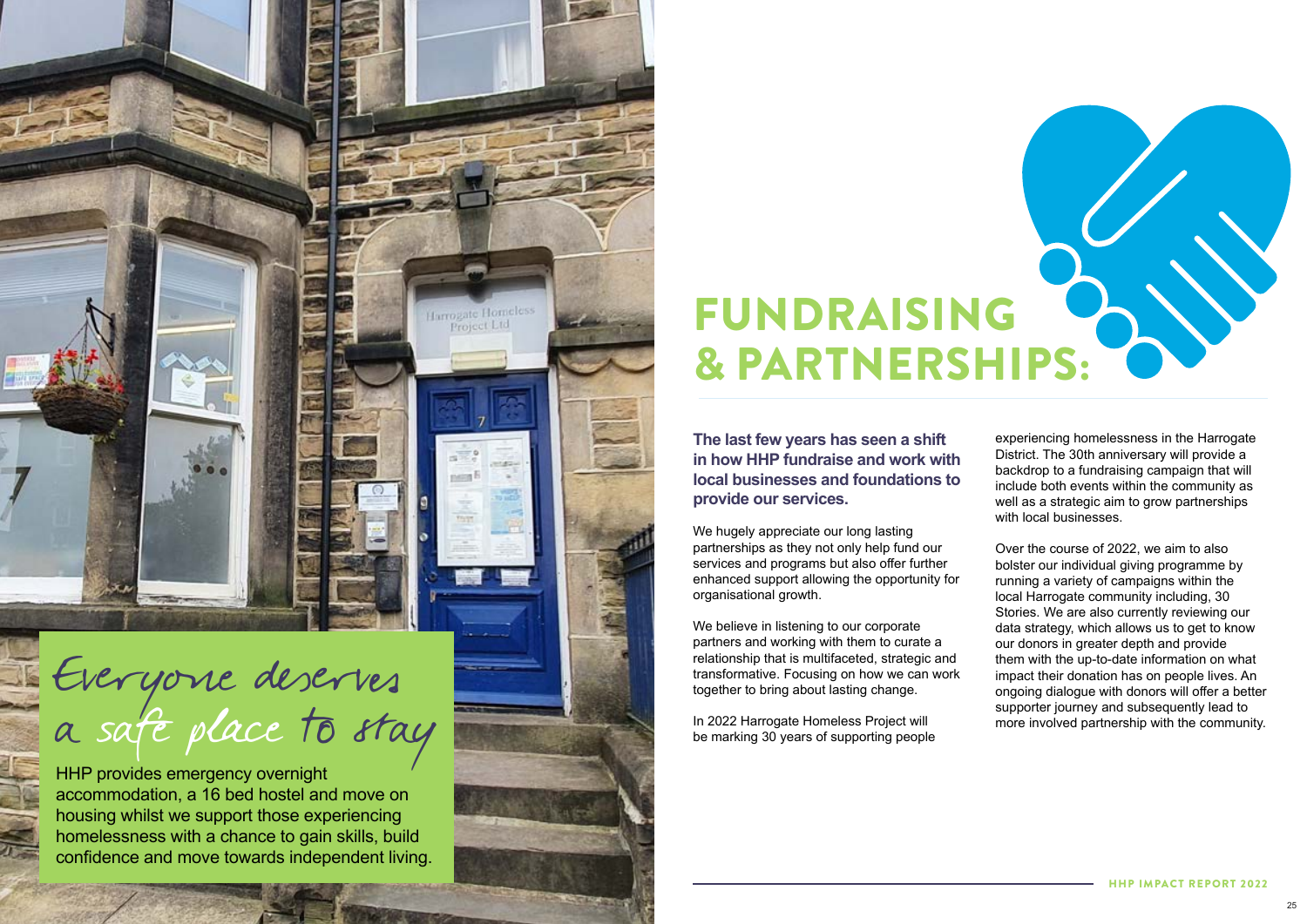# FUNDRAISING & PARTNERSHIPS:

**The last few years has seen a shift in how HHP fundraise and work with local businesses and foundations to provide our services.**

We hugely appreciate our long lasting partnerships as they not only help fund our services and programs but also offer further enhanced support allowing the opportunity for organisational growth.

We believe in listening to our corporate partners and working with them to curate a relationship that is multifaceted, strategic and transformative. Focusing on how we can work together to bring about lasting change.

In 2022 Harrogate Homeless Project will be marking 30 years of supporting people experiencing homelessness in the Harrogate District. The 30th anniversary will provide a backdrop to a fundraising campaign that will include both events within the community as well as a strategic aim to grow partnerships with local businesses.

Over the course of 2022, we aim to also bolster our individual giving programme by running a variety of campaigns within the local Harrogate community including, 30 Stories. We are also currently reviewing our data strategy, which allows us to get to know our donors in greater depth and provide them with the up-to-date information on what impact their donation has on people lives. An ongoing dialogue with donors will offer a better supporter journey and subsequently lead to more involved partnership with the community.

*Everyone deserves a safe place to stay*

HHP provides emergency overnight accommodation, a 16 bed hostel and move on housing whilst we support those experiencing homelessness with a chance to gain skills, build confidence and move towards independent living.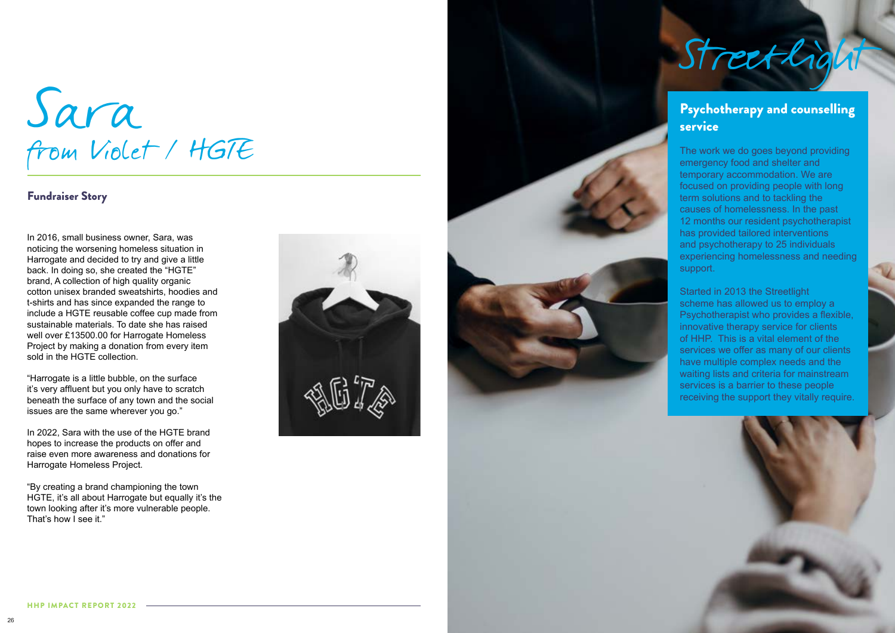# Sara
## from Violet / HGTE

### Fundraiser Story

In 2016, small business owner, Sara, was noticing the worsening homeless situation in Harrogate and decided to try and give a little back. In doing so, she created the "HGTE" brand, A collection of high quality organic cotton unisex branded sweatshirts, hoodies and t-shirts and has since expanded the range to include a HGTE reusable coffee cup made from sustainable materials. To date she has raised well over £13500.00 for Harrogate Homeless Project by making a donation from every item sold in the HGTE collection.

"Harrogate is a little bubble, on the surface it's very affluent but you only have to scratch beneath the surface of any town and the social issues are the same wherever you go."

In 2022, Sara with the use of the HGTE brand hopes to increase the products on offer and raise even more awareness and donations for Harrogate Homeless Project.

"By creating a brand championing the town HGTE, it's all about Harrogate but equally it's the town looking after it's more vulnerable people. That's how I see it."

# Streetlight

## Psychotherapy and counselling service

The work we do goes beyond providing emergency food and shelter and temporary accommodation. We are focused on providing people with long term solutions and to tackling the causes of homelessness. In the past 12 months our resident psychotherapist has provided tailored interventions and psychotherapy to 25 individuals experiencing homelessness and needing support.

Started in 2013 the Streetlight scheme has allowed us to employ a Psychotherapist who provides a flexible, innovative therapy service for clients of HHP. This is a vital element of the services we offer as many of our clients have multiple complex needs and the waiting lists and criteria for mainstream services is a barrier to these people receiving the support they vitally require.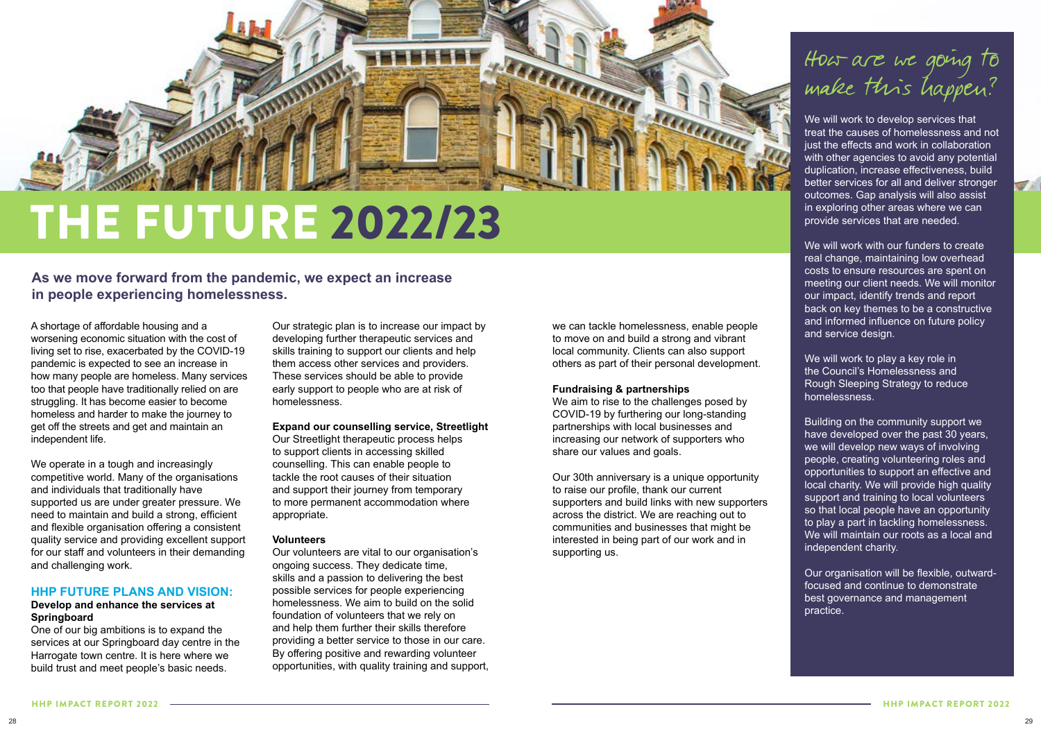# THE FUTURE 2022/23

## As we move forward from the pandemic, we expect an increase in people experiencing homelessness.

A shortage of affordable housing and a worsening economic situation with the cost of living set to rise, exacerbated by the COVID-19 pandemic is expected to see an increase in how many people are homeless. Many services too that people have traditionally relied on are struggling. It has become easier to become homeless and harder to make the journey to get off the streets and get and maintain an independent life.

We operate in a tough and increasingly competitive world. Many of the organisations and individuals that traditionally have supported us are under greater pressure. We need to maintain and build a strong, efficient and flexible organisation offering a consistent quality service and providing excellent support for our staff and volunteers in their demanding and challenging work.

### HHP FUTURE PLANS AND VISION:

**Develop and enhance the services at Springboard**

One of our big ambitions is to expand the services at our Springboard day centre in the Harrogate town centre. It is here where we build trust and meet people's basic needs.

Our strategic plan is to increase our impact by developing further therapeutic services and skills training to support our clients and help them access other services and providers. These services should be able to provide early support to people who are at risk of homelessness.

**Expand our counselling service, Streetlight**

Our Streetlight therapeutic process helps to support clients in accessing skilled counselling. This can enable people to tackle the root causes of their situation and support their journey from temporary to more permanent accommodation where appropriate.

**Volunteers**

Our volunteers are vital to our organisation's ongoing success. They dedicate time, skills and a passion to delivering the best possible services for people experiencing homelessness. We aim to build on the solid foundation of volunteers that we rely on and help them further their skills therefore providing a better service to those in our care. By offering positive and rewarding volunteer opportunities, with quality training and support, we can tackle homelessness, enable people to move on and build a strong and vibrant local community. Clients can also support others as part of their personal development.

**Fundraising & partnerships**

We aim to rise to the challenges posed by COVID-19 by furthering our long-standing partnerships with local businesses and increasing our network of supporters who share our values and goals.

Our 30th anniversary is a unique opportunity to raise our profile, thank our current supporters and build links with new supporters across the district. We are reaching out to communities and businesses that might be interested in being part of our work and in supporting us.

## How are we going to make this happen?

We will work to develop services that treat the causes of homelessness and not just the effects and work in collaboration with other agencies to avoid any potential duplication, increase effectiveness, build better services for all and deliver stronger outcomes. Gap analysis will also assist in exploring other areas where we can provide services that are needed.

We will work with our funders to create real change, maintaining low overhead costs to ensure resources are spent on meeting our client needs. We will monitor our impact, identify trends and report back on key themes to be a constructive and informed influence on future policy and service design.

We will work to play a key role in the Council's Homelessness and Rough Sleeping Strategy to reduce homelessness.

Building on the community support we have developed over the past 30 years, we will develop new ways of involving people, creating volunteering roles and opportunities to support an effective and local charity. We will provide high quality support and training to local volunteers so that local people have an opportunity to play a part in tackling homelessness. We will maintain our roots as a local and independent charity.

Our organisation will be flexible, outward-focused and continue to demonstrate best governance and management practice.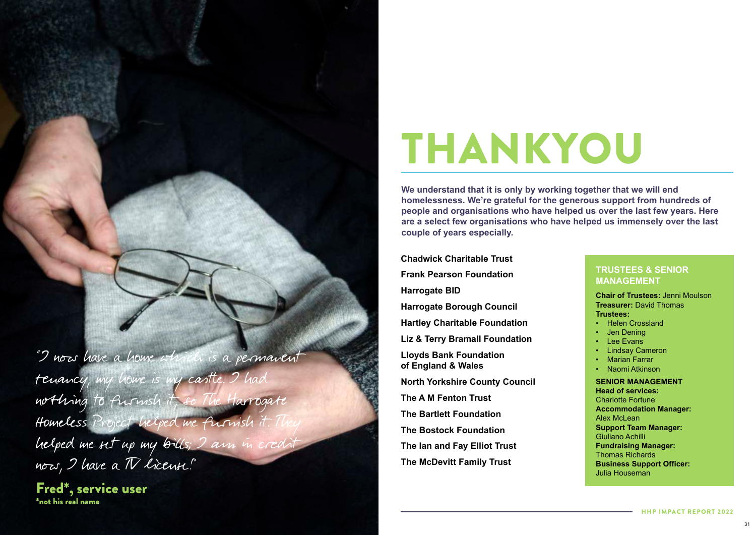"I now have a home which is a permanent tenancy, my home is my castle. I had nothing to furnish it, so The Harrogate Homeless Project helped me furnish it. They helped me set up my bills; I am in credit now, I have a TV licence."

**Fred*, service user**
*not his real name

# THANKYOU

**We understand that it is only by working together that we will end homelessness. We're grateful for the generous support from hundreds of people and organisations who have helped us over the last few years. Here are a select few organisations who have helped us immensely over the last couple of years especially.**

**Chadwick Charitable Trust**

**Frank Pearson Foundation**

**Harrogate BID**

**Harrogate Borough Council**

**Hartley Charitable Foundation**

**Liz & Terry Bramall Foundation**

**Lloyds Bank Foundation of England & Wales**

**North Yorkshire County Council**

**The A M Fenton Trust**

**The Bartlett Foundation**

**The Bostock Foundation**

**The Ian and Fay Elliot Trust**

**The McDevitt Family Trust**

## TRUSTEES & SENIOR MANAGEMENT

**Chair of Trustees:** Jenni Moulson
**Treasurer:** David Thomas
**Trustees:**

- Helen Crossland
- Jen Dening
- Lee Evans
- Lindsay Cameron
- Marian Farrar
- Naomi Atkinson

**SENIOR MANAGEMENT**
**Head of services:**
Charlotte Fortune
**Accommodation Manager:**
Alex McLean
**Support Team Manager:**
Giuliano Achilli
**Fundraising Manager:**
Thomas Richards
**Business Support Officer:**
Julia Houseman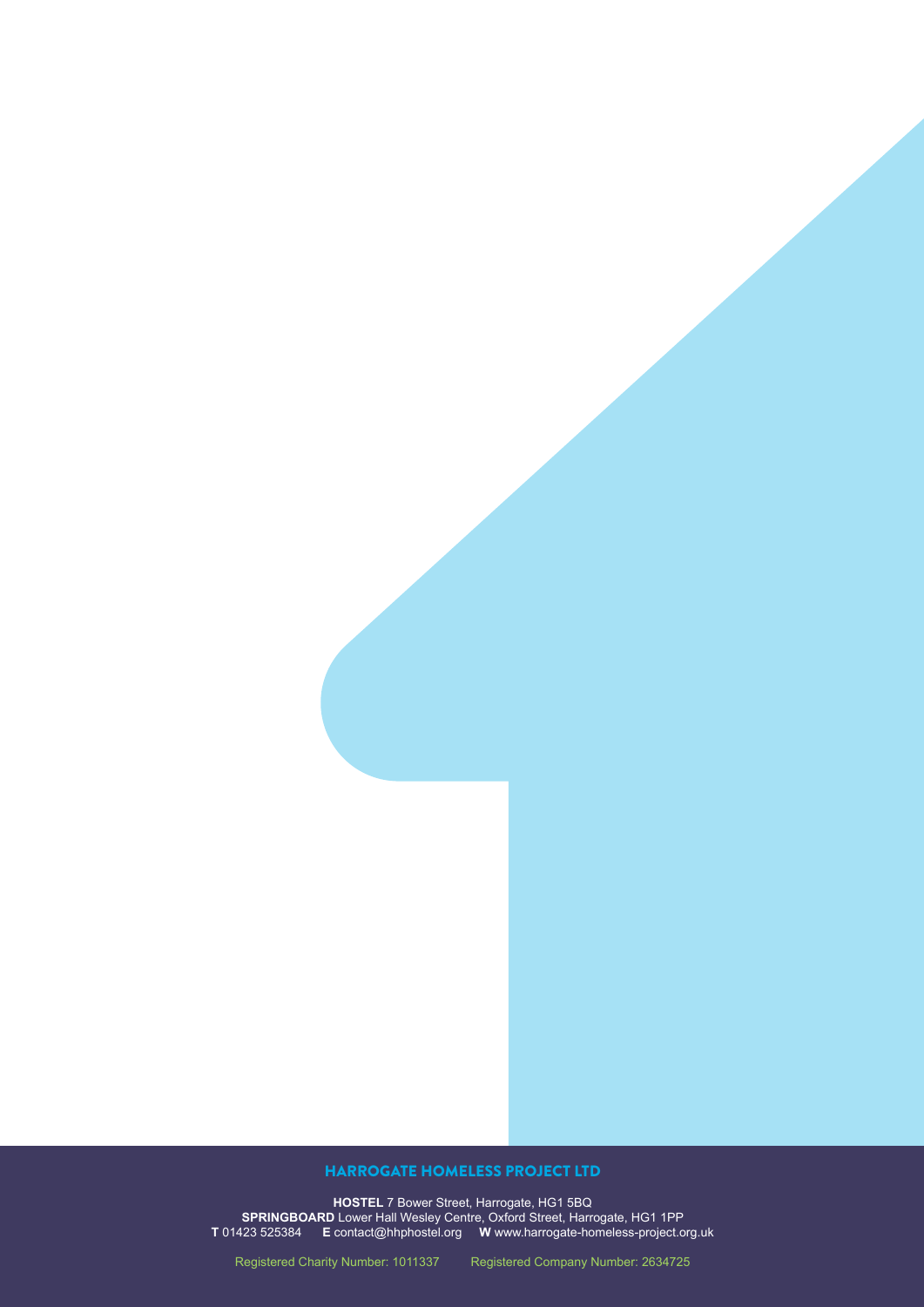**HARROGATE HOMELESS PROJECT LTD**

**HOSTEL** 7 Bower Street, Harrogate, HG1 5BQ
**SPRINGBOARD** Lower Hall Wesley Centre, Oxford Street, Harrogate, HG1 1PP
**T** 01423 525384 **E** contact@hhphostel.org **W** www.harrogate-homeless-project.org.uk

Registered Charity Number: 1011337 Registered Company Number: 2634725